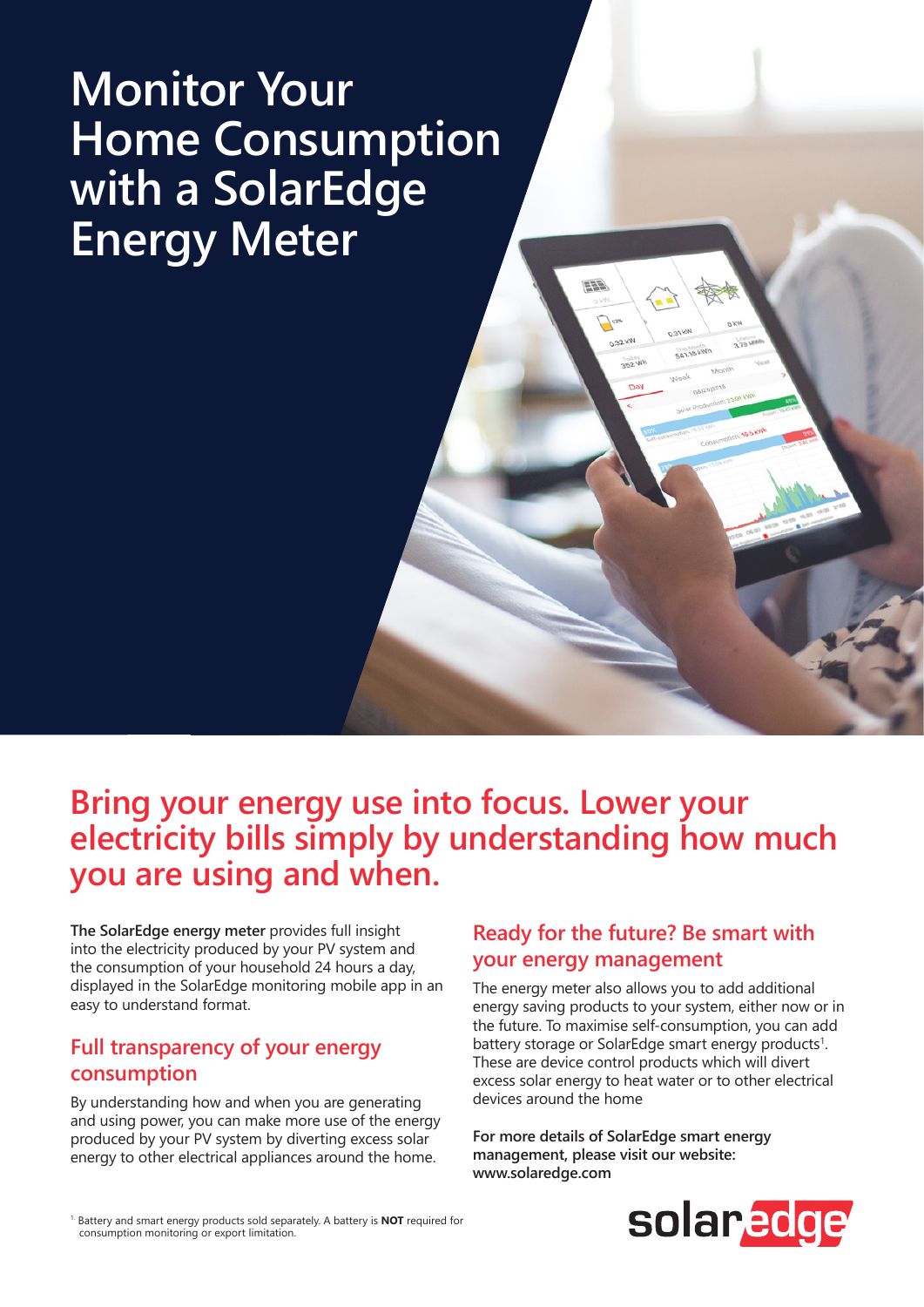# Monitor Your Home Consumption with a SolarEdge Energy Meter

## Bring your energy use into focus. Lower your electricity bills simply by understanding how much you are using and when.

**The SolarEdge energy meter** provides full insight into the electricity produced by your PV system and the consumption of your household 24 hours a day, displayed in the SolarEdge monitoring mobile app in an easy to understand format.

### Full transparency of your energy consumption

By understanding how and when you are generating and using power, you can make more use of the energy produced by your PV system by diverting excess solar energy to other electrical appliances around the home.

### Ready for the future? Be smart with your energy management

The energy meter also allows you to add additional energy saving products to your system, either now or in the future. To maximise self-consumption, you can add battery storage or SolarEdge smart energy products[1]. These are device control products which will divert excess solar energy to heat water or to other electrical devices around the home

**For more details of SolarEdge smart energy management, please visit our website: www.solaredge.com**

[1] Battery and smart energy products sold separately. A battery is **NOT** required for consumption monitoring or export limitation.

solaredge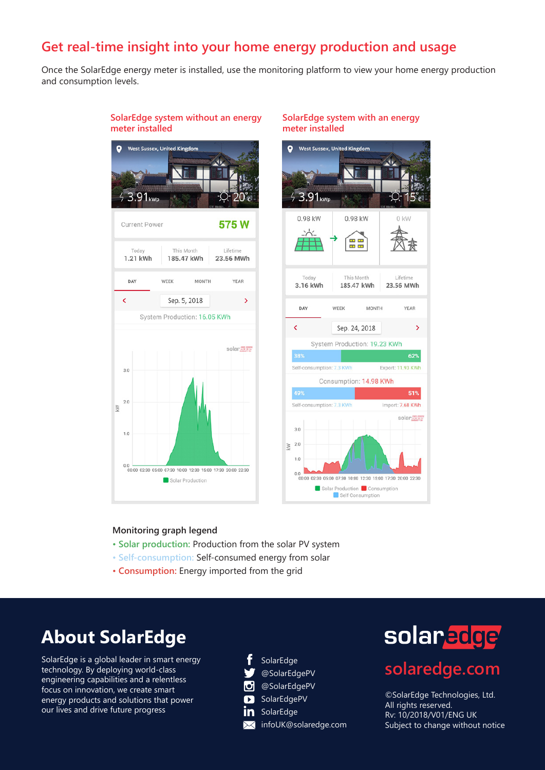## Get real-time insight into your home energy production and usage

Once the SolarEdge energy meter is installed, use the monitoring platform to view your home energy production and consumption levels.

### SolarEdge system without an energy meter installed

West Sussex, United Kingdom

3.91 kWp

20°c

Current Power 575 W

Today 1.21 kWh

This Month 185.47 kWh

Lifetime 23.56 MWh

DAY WEEK MONTH YEAR

Sep. 5, 2018

System Production: 16.05 KWh

kW

3.0

2.0

1.0

0.0

00:00 02:30 05:00 07:30 10:00 12:30 15:00 17:30 20:00 22:30

Solar Production

### SolarEdge system with an energy meter installed

West Sussex, United Kingdom

3.91 kWp

15°c

0.98 kW

0.98 kW

0 kW

Today 3.16 kWh

This Month 185.47 kWh

Lifetime 23.56 MWh

DAY WEEK MONTH YEAR

Sep. 24, 2018

System Production: 19.23 KWh

38% 62%

Self-consumption: 7.3 KWh

Export: 11.93 KWh

Consumption: 14.98 KWh

49% 51%

Self-consumption: 7.3 KWh

Import: 7.68 KWh

kW

3.0

2.0

1.0

0.0

00:00 02:30 05:00 07:30 10:00 12:30 15:00 17:30 20:00 22:30

Solar Production

Consumption

Self Consumption

### Monitoring graph legend

- **Solar production:** Production from the solar PV system
- **Self-consumption:** Self-consumed energy from solar
- **Consumption:** Energy imported from the grid

## About SolarEdge

SolarEdge is a global leader in smart energy technology. By deploying world-class engineering capabilities and a relentless focus on innovation, we create smart energy products and solutions that power our lives and drive future progress

SolarEdge
@SolarEdgePV
@SolarEdgePV
SolarEdgePV
SolarEdge
infoUK@solaredge.com

solaredge

solaredge.com

©SolarEdge Technologies, Ltd.
All rights reserved.
Rv: 10/2018/V01/ENG UK
Subject to change without notice